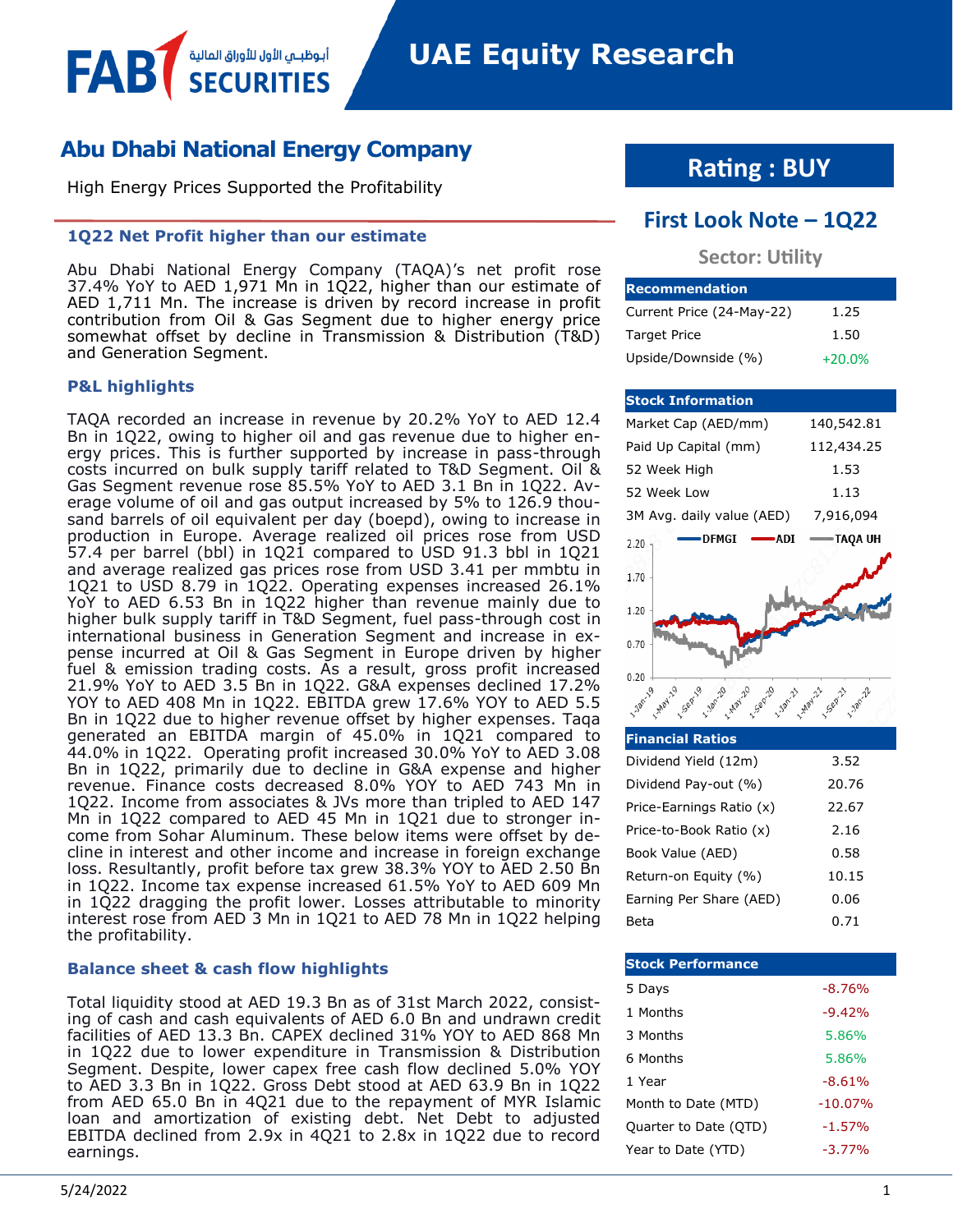# UAE Equity Research

## Abu Dhabi National Energy Company

High Energy Prices Supported the Profitability

**Rating : BUY**

**First Look Note – 1Q22**

**Sector: Utility**

### 1Q22 Net Profit higher than our estimate

Abu Dhabi National Energy Company (TAQA)'s net profit rose 37.4% YoY to AED 1,971 Mn in 1Q22, higher than our estimate of AED 1,711 Mn. The increase is driven by record increase in profit contribution from Oil & Gas Segment due to higher energy price somewhat offset by decline in Transmission & Distribution (T&D) and Generation Segment.

### P&L highlights

TAQA recorded an increase in revenue by 20.2% YoY to AED 12.4 Bn in 1Q22, owing to higher oil and gas revenue due to higher energy prices. This is further supported by increase in pass-through costs incurred on bulk supply tariff related to T&D Segment. Oil & Gas Segment revenue rose 85.5% YoY to AED 3.1 Bn in 1Q22. Average volume of oil and gas output increased by 5% to 126.9 thousand barrels of oil equivalent per day (boepd), owing to increase in production in Europe. Average realized oil prices rose from USD 57.4 per barrel (bbl) in 1Q21 compared to USD 91.3 bbl in 1Q21 and average realized gas prices rose from USD 3.41 per mmbtu in 1Q21 to USD 8.79 in 1Q22. Operating expenses increased 26.1% YoY to AED 6.53 Bn in 1Q22 higher than revenue mainly due to higher bulk supply tariff in T&D Segment, fuel pass-through cost in international business in Generation Segment and increase in expense incurred at Oil & Gas Segment in Europe driven by higher fuel & emission trading costs. As a result, gross profit increased 21.9% YoY to AED 3.5 Bn in 1Q22. G&A expenses declined 17.2% YOY to AED 408 Mn in 1Q22. EBITDA grew 17.6% YOY to AED 5.5 Bn in 1Q22 due to higher revenue offset by higher expenses. Taqa generated an EBITDA margin of 45.0% in 1Q21 compared to 44.0% in 1Q22. Operating profit increased 30.0% YoY to AED 3.08 Bn in 1Q22, primarily due to decline in G&A expense and higher revenue. Finance costs decreased 8.0% YOY to AED 743 Mn in 1Q22. Income from associates & JVs more than tripled to AED 147 Mn in 1Q22 compared to AED 45 Mn in 1Q21 due to stronger income from Sohar Aluminum. These below items were offset by decline in interest and other income and increase in foreign exchange loss. Resultantly, profit before tax grew 38.3% YOY to AED 2.50 Bn in 1Q22. Income tax expense increased 61.5% YoY to AED 609 Mn in 1Q22 dragging the profit lower. Losses attributable to minority interest rose from AED 3 Mn in 1Q21 to AED 78 Mn in 1Q22 helping the profitability.

### Balance sheet & cash flow highlights

Total liquidity stood at AED 19.3 Bn as of 31st March 2022, consisting of cash and cash equivalents of AED 6.0 Bn and undrawn credit facilities of AED 13.3 Bn. CAPEX declined 31% YOY to AED 868 Mn in 1Q22 due to lower expenditure in Transmission & Distribution Segment. Despite, lower capex free cash flow declined 5.0% YOY to AED 3.3 Bn in 1Q22. Gross Debt stood at AED 63.9 Bn in 1Q22 from AED 65.0 Bn in 4Q21 due to the repayment of MYR Islamic loan and amortization of existing debt. Net Debt to adjusted EBITDA declined from 2.9x in 4Q21 to 2.8x in 1Q22 due to record earnings.

| Recommendation | |
|---|---|
| Current Price (24-May-22) | 1.25 |
| Target Price | 1.50 |
| Upside/Downside (%) | +20.0% |

| Stock Information | |
|---|---|
| Market Cap (AED/mm) | 140,542.81 |
| Paid Up Capital (mm) | 112,434.25 |
| 52 Week High | 1.53 |
| 52 Week Low | 1.13 |
| 3M Avg. daily value (AED) | 7,916,094 |

| Financial Ratios | |
|---|---|
| Dividend Yield (12m) | 3.52 |
| Dividend Pay-out (%) | 20.76 |
| Price-Earnings Ratio (x) | 22.67 |
| Price-to-Book Ratio (x) | 2.16 |
| Book Value (AED) | 0.58 |
| Return-on Equity (%) | 10.15 |
| Earning Per Share (AED) | 0.06 |
| Beta | 0.71 |

| Stock Performance | |
|---|---|
| 5 Days | -8.76% |
| 1 Months | -9.42% |
| 3 Months | 5.86% |
| 6 Months | 5.86% |
| 1 Year | -8.61% |
| Month to Date (MTD) | -10.07% |
| Quarter to Date (QTD) | -1.57% |
| Year to Date (YTD) | -3.77% |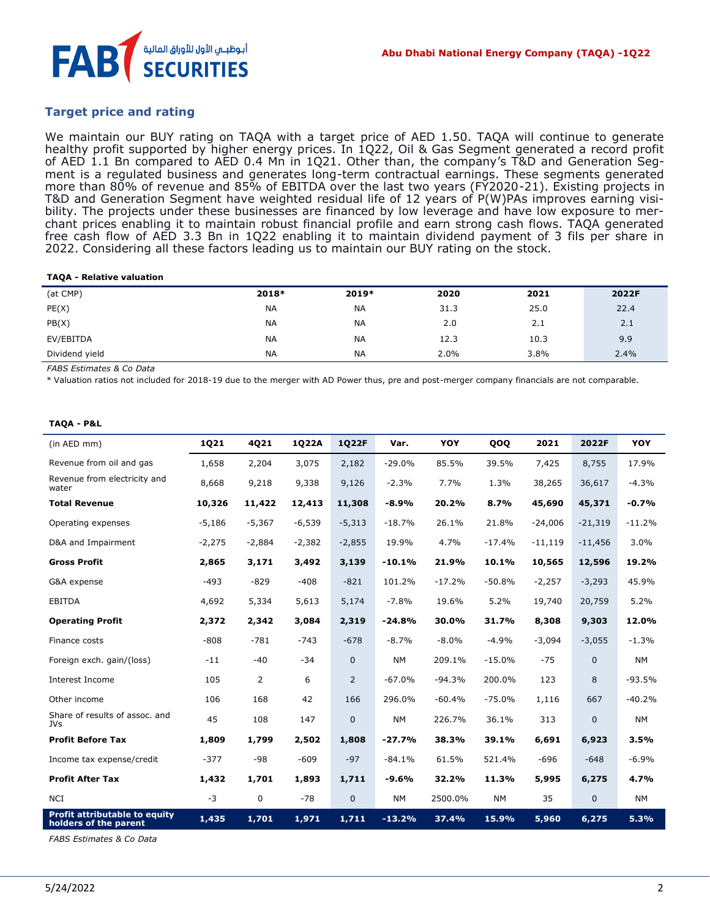## Target price and rating

We maintain our BUY rating on TAQA with a target price of AED 1.50. TAQA will continue to generate healthy profit supported by higher energy prices. In 1Q22, Oil & Gas Segment generated a record profit of AED 1.1 Bn compared to AED 0.4 Mn in 1Q21. Other than, the company's T&D and Generation Segment is a regulated business and generates long-term contractual earnings. These segments generated more than 80% of revenue and 85% of EBITDA over the last two years (FY2020-21). Existing projects in T&D and Generation Segment have weighted residual life of 12 years of P(W)PAs improves earning visibility. The projects under these businesses are financed by low leverage and have low exposure to merchant prices enabling it to maintain robust financial profile and earn strong cash flows. TAQA generated free cash flow of AED 3.3 Bn in 1Q22 enabling it to maintain dividend payment of 3 fils per share in 2022. Considering all these factors leading us to maintain our BUY rating on the stock.

**TAQA - Relative valuation**

| (at CMP) | 2018* | 2019* | 2020 | 2021 | 2022F |
|---|---|---|---|---|---|
| PE(X) | NA | NA | 31.3 | 25.0 | 22.4 |
| PB(X) | NA | NA | 2.0 | 2.1 | 2.1 |
| EV/EBITDA | NA | NA | 12.3 | 10.3 | 9.9 |
| Dividend yield | NA | NA | 2.0% | 3.8% | 2.4% |

*FABS Estimates & Co Data*

* Valuation ratios not included for 2018-19 due to the merger with AD Power thus, pre and post-merger company financials are not comparable.

**TAQA - P&L**

| (in AED mm) | 1Q21 | 4Q21 | 1Q22A | 1Q22F | Var. | YOY | QOQ | 2021 | 2022F | YOY |
|---|---|---|---|---|---|---|---|---|---|---|
| Revenue from oil and gas | 1,658 | 2,204 | 3,075 | 2,182 | -29.0% | 85.5% | 39.5% | 7,425 | 8,755 | 17.9% |
| Revenue from electricity and water | 8,668 | 9,218 | 9,338 | 9,126 | -2.3% | 7.7% | 1.3% | 38,265 | 36,617 | -4.3% |
| **Total Revenue** | **10,326** | **11,422** | **12,413** | **11,308** | **-8.9%** | **20.2%** | **8.7%** | **45,690** | **45,371** | **-0.7%** |
| Operating expenses | -5,186 | -5,367 | -6,539 | -5,313 | -18.7% | 26.1% | 21.8% | -24,006 | -21,319 | -11.2% |
| D&A and Impairment | -2,275 | -2,884 | -2,382 | -2,855 | 19.9% | 4.7% | -17.4% | -11,119 | -11,456 | 3.0% |
| **Gross Profit** | **2,865** | **3,171** | **3,492** | **3,139** | **-10.1%** | **21.9%** | **10.1%** | **10,565** | **12,596** | **19.2%** |
| G&A expense | -493 | -829 | -408 | -821 | 101.2% | -17.2% | -50.8% | -2,257 | -3,293 | 45.9% |
| EBITDA | 4,692 | 5,334 | 5,613 | 5,174 | -7.8% | 19.6% | 5.2% | 19,740 | 20,759 | 5.2% |
| **Operating Profit** | **2,372** | **2,342** | **3,084** | **2,319** | **-24.8%** | **30.0%** | **31.7%** | **8,308** | **9,303** | **12.0%** |
| Finance costs | -808 | -781 | -743 | -678 | -8.7% | -8.0% | -4.9% | -3,094 | -3,055 | -1.3% |
| Foreign exch. gain/(loss) | -11 | -40 | -34 | 0 | NM | 209.1% | -15.0% | -75 | 0 | NM |
| Interest Income | 105 | 2 | 6 | 2 | -67.0% | -94.3% | 200.0% | 123 | 8 | -93.5% |
| Other income | 106 | 168 | 42 | 166 | 296.0% | -60.4% | -75.0% | 1,116 | 667 | -40.2% |
| Share of results of assoc. and JVs | 45 | 108 | 147 | 0 | NM | 226.7% | 36.1% | 313 | 0 | NM |
| **Profit Before Tax** | **1,809** | **1,799** | **2,502** | **1,808** | **-27.7%** | **38.3%** | **39.1%** | **6,691** | **6,923** | **3.5%** |
| Income tax expense/credit | -377 | -98 | -609 | -97 | -84.1% | 61.5% | 521.4% | -696 | -648 | -6.9% |
| **Profit After Tax** | **1,432** | **1,701** | **1,893** | **1,711** | **-9.6%** | **32.2%** | **11.3%** | **5,995** | **6,275** | **4.7%** |
| NCI | -3 | 0 | -78 | 0 | NM | 2500.0% | NM | 35 | 0 | NM |
| **Profit attributable to equity holders of the parent** | **1,435** | **1,701** | **1,971** | **1,711** | **-13.2%** | **37.4%** | **15.9%** | **5,960** | **6,275** | **5.3%** |

*FABS Estimates & Co Data*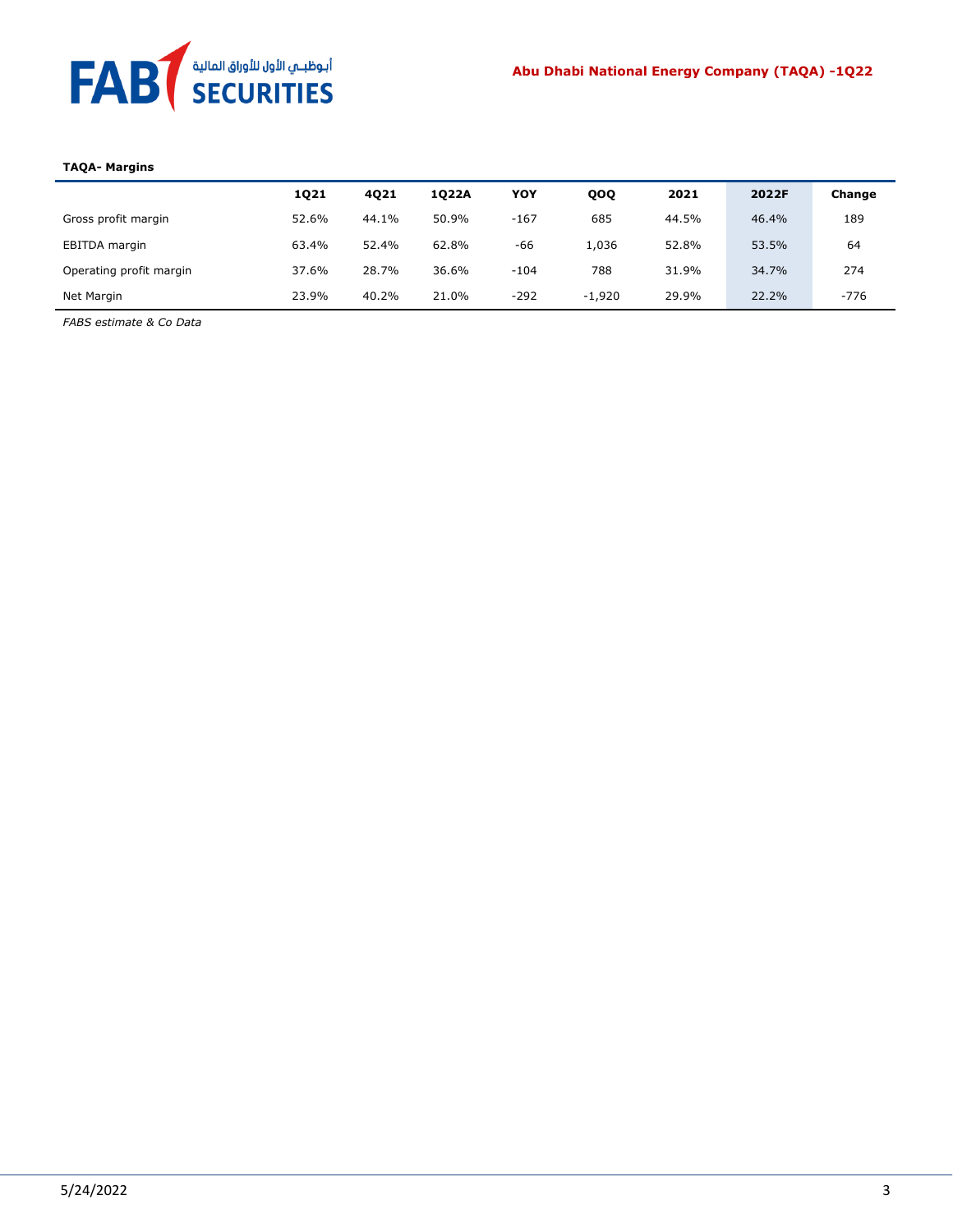**TAQA- Margins**

| | 1Q21 | 4Q21 | 1Q22A | YOY | QOQ | 2021 | 2022F | Change |
|---|---|---|---|---|---|---|---|---|
| Gross profit margin | 52.6% | 44.1% | 50.9% | -167 | 685 | 44.5% | 46.4% | 189 |
| EBITDA margin | 63.4% | 52.4% | 62.8% | -66 | 1,036 | 52.8% | 53.5% | 64 |
| Operating profit margin | 37.6% | 28.7% | 36.6% | -104 | 788 | 31.9% | 34.7% | 274 |
| Net Margin | 23.9% | 40.2% | 21.0% | -292 | -1,920 | 29.9% | 22.2% | -776 |

*FABS estimate & Co Data*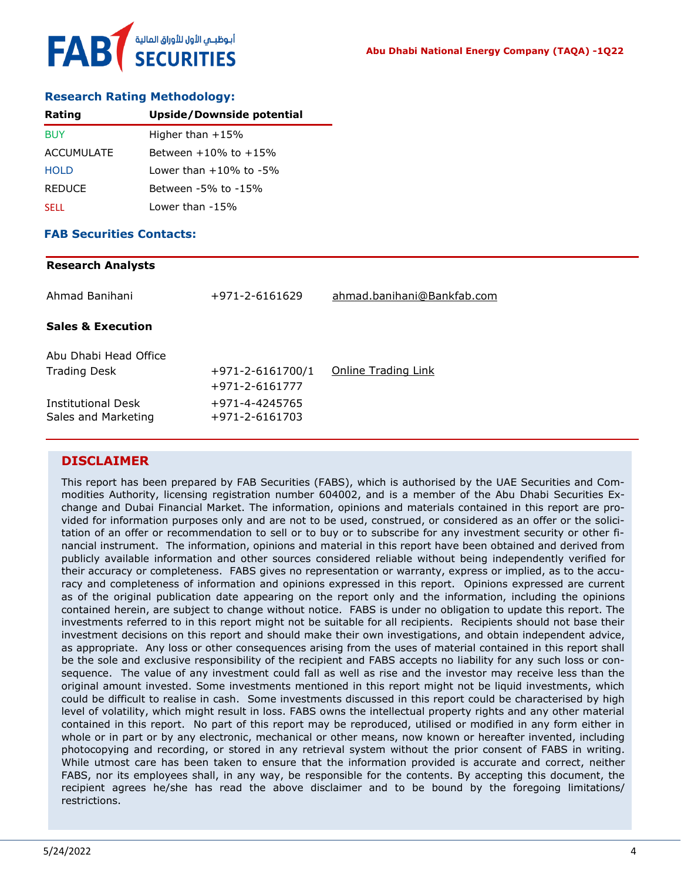## Research Rating Methodology:

| Rating | Upside/Downside potential |
|---|---|
| BUY | Higher than +15% |
| ACCUMULATE | Between +10% to +15% |
| HOLD | Lower than +10% to -5% |
| REDUCE | Between -5% to -15% |
| SELL | Lower than -15% |

## FAB Securities Contacts:

**Research Analysts**

| | | |
|---|---|---|
| Ahmad Banihani | +971-2-6161629 | ahmad.banihani@Bankfab.com |

**Sales & Execution**

| | | |
|---|---|---|
| Abu Dhabi Head Office | | |
| Trading Desk | +971-2-6161700/1<br>+971-2-6161777 | Online Trading Link |
| Institutional Desk | +971-4-4245765 | |
| Sales and Marketing | +971-2-6161703 | |

## DISCLAIMER

This report has been prepared by FAB Securities (FABS), which is authorised by the UAE Securities and Commodities Authority, licensing registration number 604002, and is a member of the Abu Dhabi Securities Exchange and Dubai Financial Market. The information, opinions and materials contained in this report are provided for information purposes only and are not to be used, construed, or considered as an offer or the solicitation of an offer or recommendation to sell or to buy or to subscribe for any investment security or other financial instrument. The information, opinions and material in this report have been obtained and derived from publicly available information and other sources considered reliable without being independently verified for their accuracy or completeness. FABS gives no representation or warranty, express or implied, as to the accuracy and completeness of information and opinions expressed in this report. Opinions expressed are current as of the original publication date appearing on the report only and the information, including the opinions contained herein, are subject to change without notice. FABS is under no obligation to update this report. The investments referred to in this report might not be suitable for all recipients. Recipients should not base their investment decisions on this report and should make their own investigations, and obtain independent advice, as appropriate. Any loss or other consequences arising from the uses of material contained in this report shall be the sole and exclusive responsibility of the recipient and FABS accepts no liability for any such loss or consequence. The value of any investment could fall as well as rise and the investor may receive less than the original amount invested. Some investments mentioned in this report might not be liquid investments, which could be difficult to realise in cash. Some investments discussed in this report could be characterised by high level of volatility, which might result in loss. FABS owns the intellectual property rights and any other material contained in this report. No part of this report may be reproduced, utilised or modified in any form either in whole or in part or by any electronic, mechanical or other means, now known or hereafter invented, including photocopying and recording, or stored in any retrieval system without the prior consent of FABS in writing. While utmost care has been taken to ensure that the information provided is accurate and correct, neither FABS, nor its employees shall, in any way, be responsible for the contents. By accepting this document, the recipient agrees he/she has read the above disclaimer and to be bound by the foregoing limitations/ restrictions.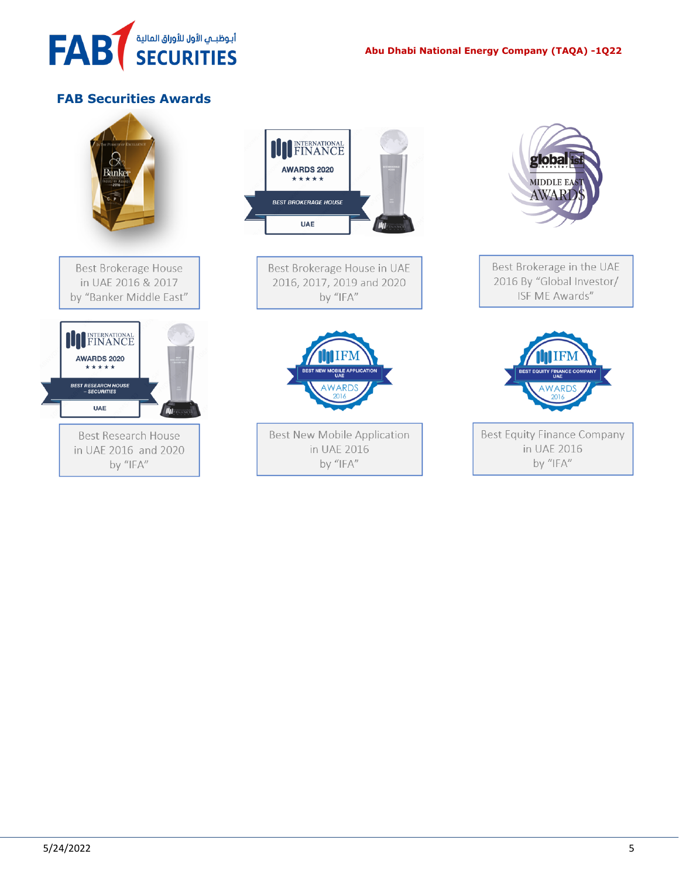## FAB Securities Awards

Best Brokerage House in UAE 2016 & 2017 by "Banker Middle East"

Best Brokerage House in UAE 2016, 2017, 2019 and 2020 by "IFA"

Best Brokerage in the UAE 2016 By "Global Investor/ ISF ME Awards"

Best Research House in UAE 2016 and 2020 by "IFA"

Best New Mobile Application in UAE 2016 by "IFA"

Best Equity Finance Company in UAE 2016 by "IFA"